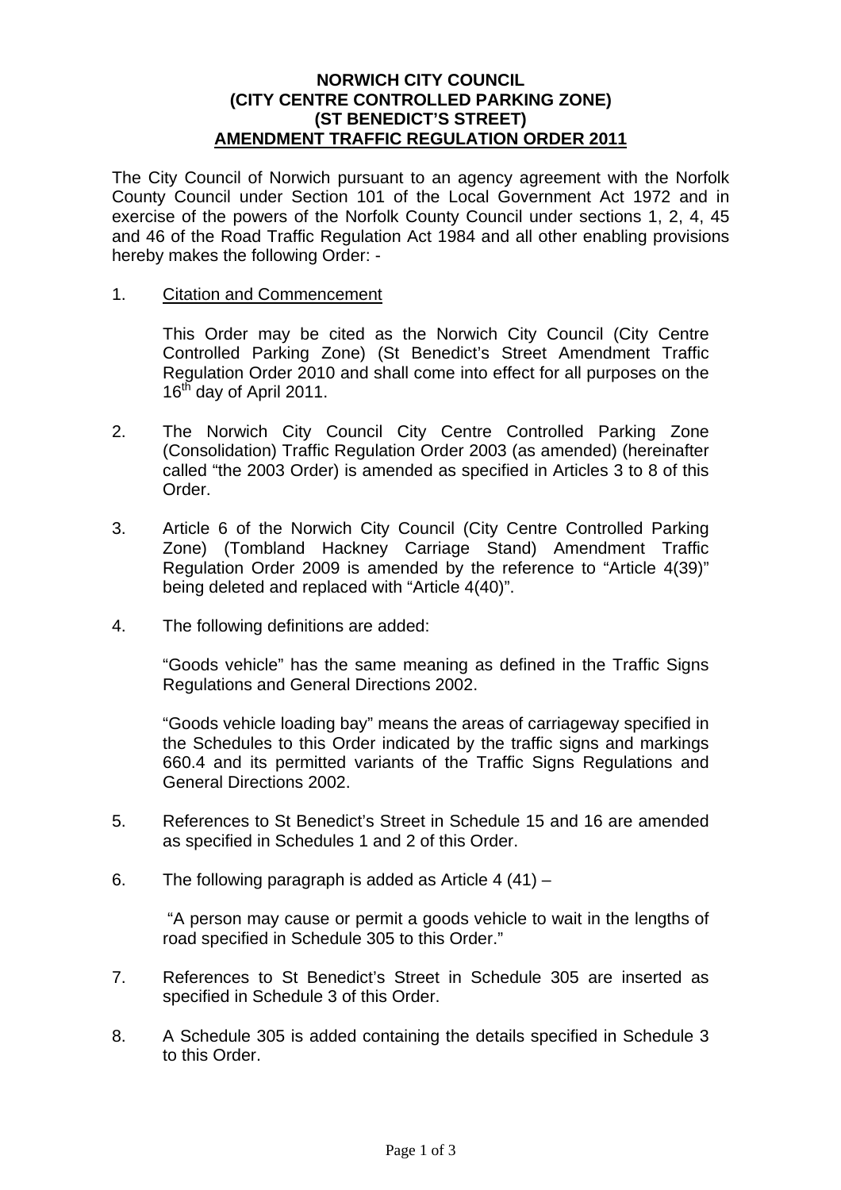# NORWICH CITY COUNCIL
# (CITY CENTRE CONTROLLED PARKING ZONE)
# (ST BENEDICT'S STREET)
# AMENDMENT TRAFFIC REGULATION ORDER 2011

The City Council of Norwich pursuant to an agency agreement with the Norfolk County Council under Section 101 of the Local Government Act 1972 and in exercise of the powers of the Norfolk County Council under sections 1, 2, 4, 45 and 46 of the Road Traffic Regulation Act 1984 and all other enabling provisions hereby makes the following Order: -

1. Citation and Commencement

   This Order may be cited as the Norwich City Council (City Centre Controlled Parking Zone) (St Benedict's Street Amendment Traffic Regulation Order 2010 and shall come into effect for all purposes on the 16th day of April 2011.

2. The Norwich City Council City Centre Controlled Parking Zone (Consolidation) Traffic Regulation Order 2003 (as amended) (hereinafter called "the 2003 Order) is amended as specified in Articles 3 to 8 of this Order.

3. Article 6 of the Norwich City Council (City Centre Controlled Parking Zone) (Tombland Hackney Carriage Stand) Amendment Traffic Regulation Order 2009 is amended by the reference to "Article 4(39)" being deleted and replaced with "Article 4(40)".

4. The following definitions are added:

   "Goods vehicle" has the same meaning as defined in the Traffic Signs Regulations and General Directions 2002.

   "Goods vehicle loading bay" means the areas of carriageway specified in the Schedules to this Order indicated by the traffic signs and markings 660.4 and its permitted variants of the Traffic Signs Regulations and General Directions 2002.

5. References to St Benedict's Street in Schedule 15 and 16 are amended as specified in Schedules 1 and 2 of this Order.

6. The following paragraph is added as Article 4 (41) –

   "A person may cause or permit a goods vehicle to wait in the lengths of road specified in Schedule 305 to this Order."

7. References to St Benedict's Street in Schedule 305 are inserted as specified in Schedule 3 of this Order.

8. A Schedule 305 is added containing the details specified in Schedule 3 to this Order.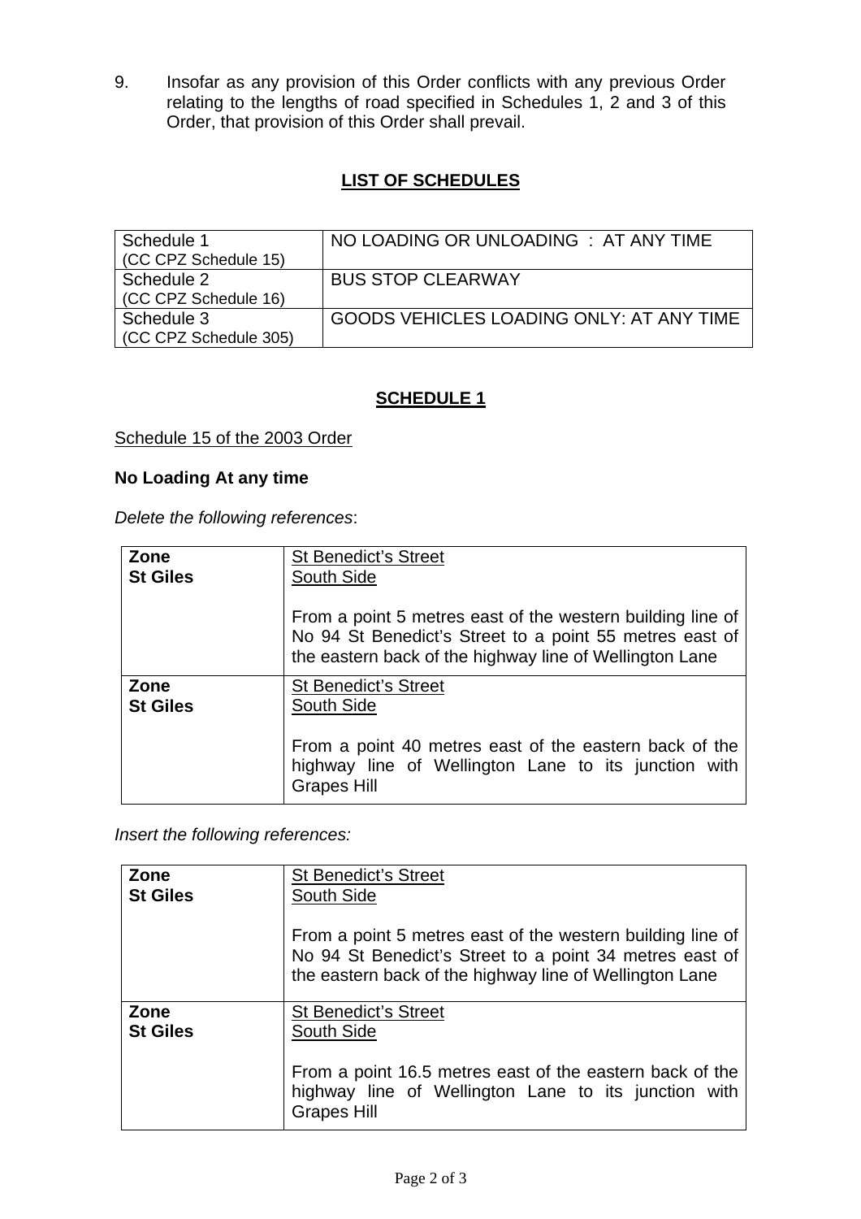9. Insofar as any provision of this Order conflicts with any previous Order relating to the lengths of road specified in Schedules 1, 2 and 3 of this Order, that provision of this Order shall prevail.

## LIST OF SCHEDULES

| Schedule | Description |
|---|---|
| Schedule 1 (CC CPZ Schedule 15) | NO LOADING OR UNLOADING : AT ANY TIME |
| Schedule 2 (CC CPZ Schedule 16) | BUS STOP CLEARWAY |
| Schedule 3 (CC CPZ Schedule 305) | GOODS VEHICLES LOADING ONLY: AT ANY TIME |

## SCHEDULE 1

Schedule 15 of the 2003 Order

**No Loading At any time**

*Delete the following references*:

| Zone | Details |
|---|---|
| **Zone St Giles** | St Benedict's Street<br>South Side<br><br>From a point 5 metres east of the western building line of No 94 St Benedict's Street to a point 55 metres east of the eastern back of the highway line of Wellington Lane |
| **Zone St Giles** | St Benedict's Street<br>South Side<br><br>From a point 40 metres east of the eastern back of the highway line of Wellington Lane to its junction with Grapes Hill |

*Insert the following references:*

| Zone | Details |
|---|---|
| **Zone St Giles** | St Benedict's Street<br>South Side<br><br>From a point 5 metres east of the western building line of No 94 St Benedict's Street to a point 34 metres east of the eastern back of the highway line of Wellington Lane |
| **Zone St Giles** | St Benedict's Street<br>South Side<br><br>From a point 16.5 metres east of the eastern back of the highway line of Wellington Lane to its junction with Grapes Hill |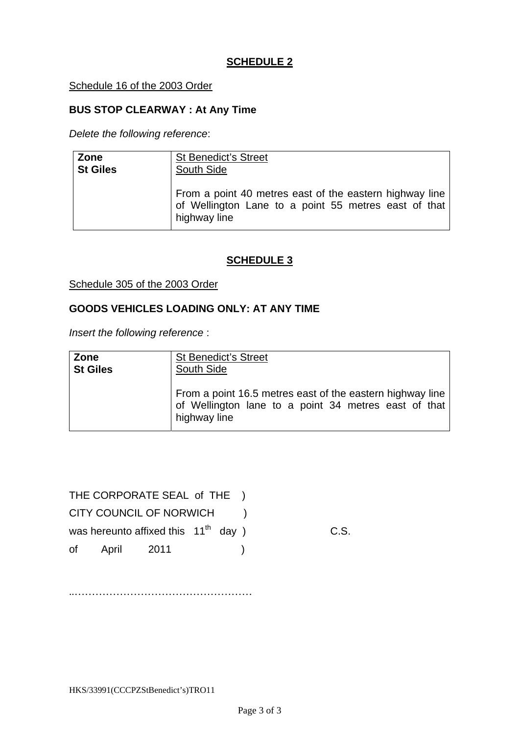## SCHEDULE 2

Schedule 16 of the 2003 Order

**BUS STOP CLEARWAY : At Any Time**

*Delete the following reference*:

| | |
|---|---|
| **Zone**<br>**St Giles** | St Benedict's Street<br>South Side<br><br>From a point 40 metres east of the eastern highway line of Wellington Lane to a point 55 metres east of that highway line |

## SCHEDULE 3

Schedule 305 of the 2003 Order

**GOODS VEHICLES LOADING ONLY: AT ANY TIME**

*Insert the following reference* :

| | |
|---|---|
| **Zone**<br>**St Giles** | St Benedict's Street<br>South Side<br><br>From a point 16.5 metres east of the eastern highway line of Wellington lane to a point 34 metres east of that highway line |

THE CORPORATE SEAL of THE )
CITY COUNCIL OF NORWICH )
was hereunto affixed this 11th day ) C.S.
of April 2011 )

..……………………………………………

HKS/33991(CCCPZStBenedict's)TRO11